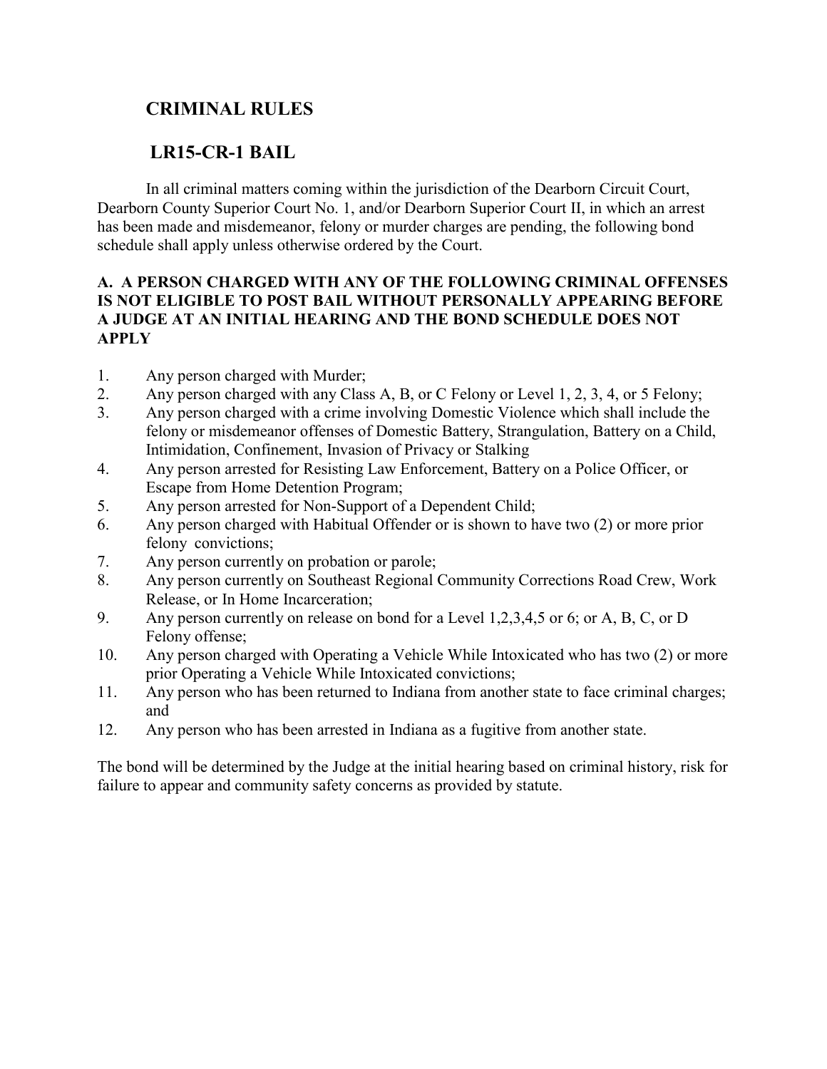# CRIMINAL RULES

## LR15-CR-1 BAIL

In all criminal matters coming within the jurisdiction of the Dearborn Circuit Court, Dearborn County Superior Court No. 1, and/or Dearborn Superior Court II, in which an arrest has been made and misdemeanor, felony or murder charges are pending, the following bond schedule shall apply unless otherwise ordered by the Court.

### A. A PERSON CHARGED WITH ANY OF THE FOLLOWING CRIMINAL OFFENSES IS NOT ELIGIBLE TO POST BAIL WITHOUT PERSONALLY APPEARING BEFORE A JUDGE AT AN INITIAL HEARING AND THE BOND SCHEDULE DOES NOT APPLY

1. Any person charged with Murder;
2. Any person charged with any Class A, B, or C Felony or Level 1, 2, 3, 4, or 5 Felony;
3. Any person charged with a crime involving Domestic Violence which shall include the felony or misdemeanor offenses of Domestic Battery, Strangulation, Battery on a Child, Intimidation, Confinement, Invasion of Privacy or Stalking
4. Any person arrested for Resisting Law Enforcement, Battery on a Police Officer, or Escape from Home Detention Program;
5. Any person arrested for Non-Support of a Dependent Child;
6. Any person charged with Habitual Offender or is shown to have two (2) or more prior felony convictions;
7. Any person currently on probation or parole;
8. Any person currently on Southeast Regional Community Corrections Road Crew, Work Release, or In Home Incarceration;
9. Any person currently on release on bond for a Level 1,2,3,4,5 or 6; or A, B, C, or D Felony offense;
10. Any person charged with Operating a Vehicle While Intoxicated who has two (2) or more prior Operating a Vehicle While Intoxicated convictions;
11. Any person who has been returned to Indiana from another state to face criminal charges; and
12. Any person who has been arrested in Indiana as a fugitive from another state.

The bond will be determined by the Judge at the initial hearing based on criminal history, risk for failure to appear and community safety concerns as provided by statute.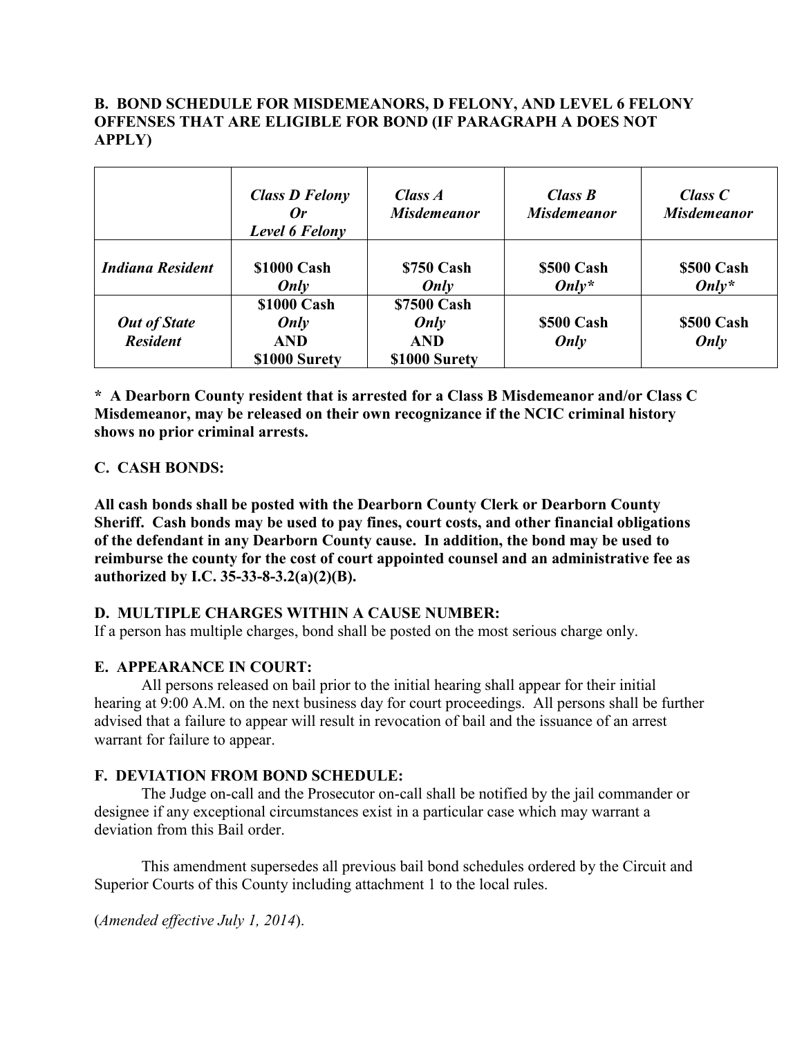**B. BOND SCHEDULE FOR MISDEMEANORS, D FELONY, AND LEVEL 6 FELONY OFFENSES THAT ARE ELIGIBLE FOR BOND (IF PARAGRAPH A DOES NOT APPLY)**

| | ***Class D Felony Or Level 6 Felony*** | ***Class A Misdemeanor*** | ***Class B Misdemeanor*** | ***Class C Misdemeanor*** |
|---|---|---|---|---|
| ***Indiana Resident*** | **$1000 Cash *Only*** | **$750 Cash *Only*** | **$500 Cash *Only**** | **$500 Cash *Only**** |
| ***Out of State Resident*** | **$1000 Cash *Only* AND $1000 Surety** | **$7500 Cash *Only* AND $1000 Surety** | **$500 Cash *Only*** | **$500 Cash *Only*** |

**\* A Dearborn County resident that is arrested for a Class B Misdemeanor and/or Class C Misdemeanor, may be released on their own recognizance if the NCIC criminal history shows no prior criminal arrests.**

**C. CASH BONDS:**

**All cash bonds shall be posted with the Dearborn County Clerk or Dearborn County Sheriff. Cash bonds may be used to pay fines, court costs, and other financial obligations of the defendant in any Dearborn County cause. In addition, the bond may be used to reimburse the county for the cost of court appointed counsel and an administrative fee as authorized by I.C. 35-33-8-3.2(a)(2)(B).**

**D. MULTIPLE CHARGES WITHIN A CAUSE NUMBER:**

If a person has multiple charges, bond shall be posted on the most serious charge only.

**E. APPEARANCE IN COURT:**

All persons released on bail prior to the initial hearing shall appear for their initial hearing at 9:00 A.M. on the next business day for court proceedings. All persons shall be further advised that a failure to appear will result in revocation of bail and the issuance of an arrest warrant for failure to appear.

**F. DEVIATION FROM BOND SCHEDULE:**

The Judge on-call and the Prosecutor on-call shall be notified by the jail commander or designee if any exceptional circumstances exist in a particular case which may warrant a deviation from this Bail order.

This amendment supersedes all previous bail bond schedules ordered by the Circuit and Superior Courts of this County including attachment 1 to the local rules.

(*Amended effective July 1, 2014*).